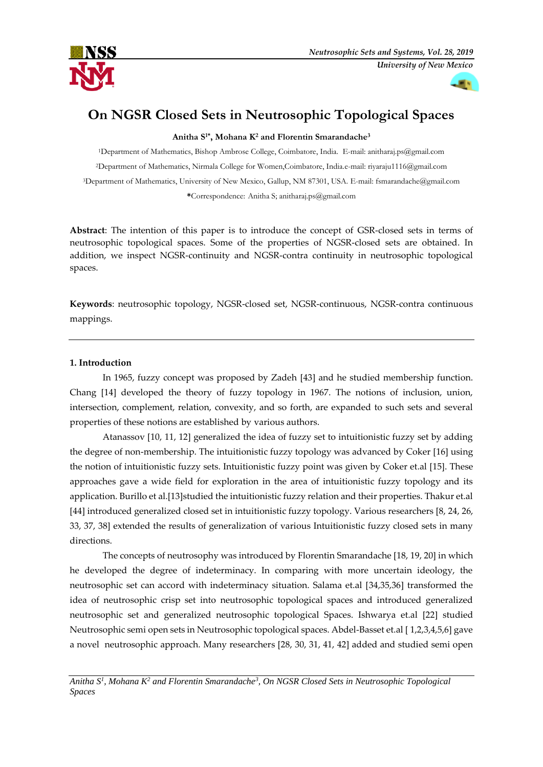# On NGSR Closed Sets in Neutrosophic Topological Spaces

**Anitha S[1*], Mohana K[2] and Florentin Smarandache[3]**

[1]Department of Mathematics, Bishop Ambrose College, Coimbatore, India. E-mail: anitharaj.ps@gmail.com

[2]Department of Mathematics, Nirmala College for Women,Coimbatore, India.e-mail: riyaraju1116@gmail.com

[3]Department of Mathematics, University of New Mexico, Gallup, NM 87301, USA. E-mail: fsmarandache@gmail.com

**\***Correspondence: Anitha S; anitharaj.ps@gmail.com

**Abstract**: The intention of this paper is to introduce the concept of GSR-closed sets in terms of neutrosophic topological spaces. Some of the properties of NGSR-closed sets are obtained. In addition, we inspect NGSR-continuity and NGSR-contra continuity in neutrosophic topological spaces.

**Keywords**: neutrosophic topology, NGSR-closed set, NGSR-continuous, NGSR-contra continuous mappings.

---

**1. Introduction**

In 1965, fuzzy concept was proposed by Zadeh [43] and he studied membership function. Chang [14] developed the theory of fuzzy topology in 1967. The notions of inclusion, union, intersection, complement, relation, convexity, and so forth, are expanded to such sets and several properties of these notions are established by various authors.

Atanassov [10, 11, 12] generalized the idea of fuzzy set to intuitionistic fuzzy set by adding the degree of non-membership. The intuitionistic fuzzy topology was advanced by Coker [16] using the notion of intuitionistic fuzzy sets. Intuitionistic fuzzy point was given by Coker et.al [15]. These approaches gave a wide field for exploration in the area of intuitionistic fuzzy topology and its application. Burillo et al.[13]studied the intuitionistic fuzzy relation and their properties. Thakur et.al [44] introduced generalized closed set in intuitionistic fuzzy topology. Various researchers [8, 24, 26, 33, 37, 38] extended the results of generalization of various Intuitionistic fuzzy closed sets in many directions.

The concepts of neutrosophy was introduced by Florentin Smarandache [18, 19, 20] in which he developed the degree of indeterminacy. In comparing with more uncertain ideology, the neutrosophic set can accord with indeterminacy situation. Salama et.al [34,35,36] transformed the idea of neutrosophic crisp set into neutrosophic topological spaces and introduced generalized neutrosophic set and generalized neutrosophic topological Spaces. Ishwarya et.al [22] studied Neutrosophic semi open sets in Neutrosophic topological spaces. Abdel-Basset et.al [ 1,2,3,4,5,6] gave a novel neutrosophic approach. Many researchers [28, 30, 31, 41, 42] added and studied semi open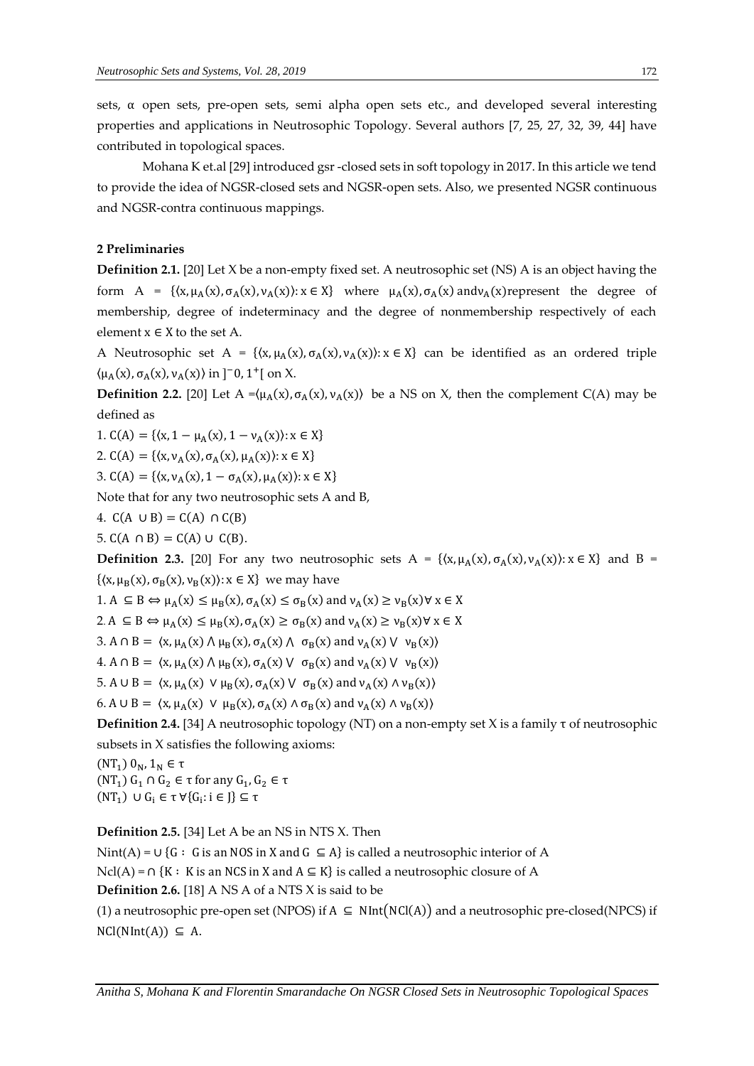sets, α open sets, pre-open sets, semi alpha open sets etc., and developed several interesting properties and applications in Neutrosophic Topology. Several authors [7, 25, 27, 32, 39, 44] have contributed in topological spaces.

Mohana K et.al [29] introduced gsr -closed sets in soft topology in 2017. In this article we tend to provide the idea of NGSR-closed sets and NGSR-open sets. Also, we presented NGSR continuous and NGSR-contra continuous mappings.

## 2 Preliminaries

**Definition 2.1.** [20] Let X be a non-empty fixed set. A neutrosophic set (NS) A is an object having the form $A = \{\langle x, \mu_A(x), \sigma_A(x), \nu_A(x)\rangle : x \in X\}$ where $\mu_A(x), \sigma_A(x)$ and $\nu_A(x)$ represent the degree of membership, degree of indeterminacy and the degree of nonmembership respectively of each element $x \in X$ to the set A.

A Neutrosophic set $A = \{\langle x, \mu_A(x), \sigma_A(x), \nu_A(x)\rangle : x \in X\}$ can be identified as an ordered triple $\langle \mu_A(x), \sigma_A(x), \nu_A(x)\rangle$ in $]^-0, 1^+[$ on X.

**Definition 2.2.** [20] Let $A = \langle \mu_A(x), \sigma_A(x), \nu_A(x)\rangle$ be a NS on X, then the complement C(A) may be defined as

1. $C(A) = \{\langle x, 1 - \mu_A(x), 1 - \nu_A(x)\rangle : x \in X\}$
2. $C(A) = \{\langle x, \nu_A(x), \sigma_A(x), \mu_A(x)\rangle : x \in X\}$
3. $C(A) = \{\langle x, \nu_A(x), 1 - \sigma_A(x), \mu_A(x)\rangle : x \in X\}$

Note that for any two neutrosophic sets A and B,

4. $C(A \cup B) = C(A) \cap C(B)$
5. $C(A \cap B) = C(A) \cup C(B)$.

**Definition 2.3.** [20] For any two neutrosophic sets $A = \{\langle x, \mu_A(x), \sigma_A(x), \nu_A(x)\rangle : x \in X\}$ and $B = \{\langle x, \mu_B(x), \sigma_B(x), \nu_B(x)\rangle : x \in X\}$ we may have

1. $A \subseteq B \Leftrightarrow \mu_A(x) \le \mu_B(x), \sigma_A(x) \le \sigma_B(x)$ and $\nu_A(x) \ge \nu_B(x) \forall\, x \in X$
2. $A \subseteq B \Leftrightarrow \mu_A(x) \le \mu_B(x), \sigma_A(x) \ge \sigma_B(x)$ and $\nu_A(x) \ge \nu_B(x) \forall\, x \in X$
3. $A \cap B = \langle x, \mu_A(x) \wedge \mu_B(x), \sigma_A(x) \wedge \sigma_B(x)$ and $\nu_A(x) \vee \nu_B(x)\rangle$
4. $A \cap B = \langle x, \mu_A(x) \wedge \mu_B(x), \sigma_A(x) \vee \sigma_B(x)$ and $\nu_A(x) \vee \nu_B(x)\rangle$
5. $A \cup B = \langle x, \mu_A(x) \vee \mu_B(x), \sigma_A(x) \vee \sigma_B(x)$ and $\nu_A(x) \wedge \nu_B(x)\rangle$
6. $A \cup B = \langle x, \mu_A(x) \vee \mu_B(x), \sigma_A(x) \wedge \sigma_B(x)$ and $\nu_A(x) \wedge \nu_B(x)\rangle$

**Definition 2.4.** [34] A neutrosophic topology (NT) on a non-empty set X is a family τ of neutrosophic subsets in X satisfies the following axioms:

$(NT_1)$ $0_N, 1_N \in \tau$

$(NT_1)$ $G_1 \cap G_2 \in \tau$ for any $G_1, G_2 \in \tau$

$(NT_1)$ $\cup G_i \in \tau\ \forall \{G_i : i \in J\} \subseteq \tau$

**Definition 2.5.** [34] Let A be an NS in NTS X. Then

$Nint(A) = \cup \{G : G$ is an NOS in X and $G \subseteq A\}$ is called a neutrosophic interior of A

$Ncl(A) = \cap \{K : K$ is an NCS in X and $A \subseteq K\}$ is called a neutrosophic closure of A

**Definition 2.6.** [18] A NS A of a NTS X is said to be

(1) a neutrosophic pre-open set (NPOS) if $A \subseteq NInt(NCl(A))$ and a neutrosophic pre-closed(NPCS) if $NCl(NInt(A)) \subseteq A$.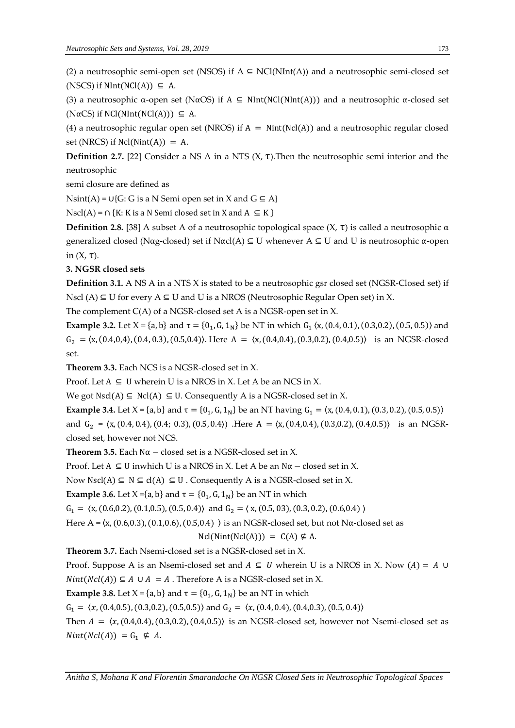(2) a neutrosophic semi-open set (NSOS) if $A \subseteq NCl(NInt(A))$ and a neutrosophic semi-closed set (NSCS) if $NInt(NCl(A)) \subseteq A$.

(3) a neutrosophic α-open set (NαOS) if $A \subseteq NInt(NCl(NInt(A)))$ and a neutrosophic α-closed set (NαCS) if $NCl(NInt(NCl(A))) \subseteq A$.

(4) a neutrosophic regular open set (NROS) if $A = Nint(Ncl(A))$ and a neutrosophic regular closed set (NRCS) if $Ncl(Nint(A)) = A$.

**Definition 2.7.** [22] Consider a NS A in a NTS (X, τ).Then the neutrosophic semi interior and the neutrosophic

semi closure are defined as

Nsint(A) = ∪{G: G is a N Semi open set in X and G ⊆ A}

Nscl(A) = ∩ {K: K is a N Semi closed set in X and A ⊆ K }

**Definition 2.8.** [38] A subset A of a neutrosophic topological space (X, τ) is called a neutrosophic α generalized closed (Nαg-closed) set if Nαcl(A) ⊆ U whenever A ⊆ U and U is neutrosophic α-open in (X, τ).

**3. NGSR closed sets**

**Definition 3.1.** A NS A in a NTS X is stated to be a neutrosophic gsr closed set (NGSR-Closed set) if Nscl (A) ⊆ U for every A ⊆ U and U is a NROS (Neutrosophic Regular Open set) in X.

The complement C(A) of a NGSR-closed set A is a NGSR-open set in X.

**Example 3.2.** Let X = {a, b} and $\tau = \{0_1, G, 1_N\}$ be NT in which $G_1$ $\langle x, (0.4, 0.1), (0.3,0.2), (0.5, 0.5)\rangle$ and $G_2 = \langle x, (0.4,0,4), (0.4, 0.3), (0.5,0.4)\rangle$. Here $A = \langle x, (0.4,0.4), (0.3,0.2), (0.4,0.5)\rangle$ is an NGSR-closed set.

**Theorem 3.3.** Each NCS is a NGSR-closed set in X.

Proof. Let $A \subseteq U$ wherein U is a NROS in X. Let A be an NCS in X.

We got $Nscl(A) \subseteq Ncl(A) \subseteq U$. Consequently A is a NGSR-closed set in X.

**Example 3.4.** Let X = {a, b} and $\tau = \{0_1, G, 1_N\}$ be an NT having $G_1 = \langle x, (0.4, 0.1), (0.3, 0.2), (0.5, 0.5)\rangle$ and $G_2 = \langle x, (0.4, 0.4), (0.4; 0.3), (0.5, 0.4)\rangle$ .Here $A = \langle x, (0.4,0.4), (0.3,0.2), (0.4,0.5)\rangle$ is an NGSR-closed set, however not NCS.

**Theorem 3.5.** Each Nα − closed set is a NGSR-closed set in X.

Proof. Let A ⊆ U inwhich U is a NROS in X. Let A be an Nα − closed set in X.

Now $Nscl(A) \subseteq N \subseteq cl(A) \subseteq U$ . Consequently A is a NGSR-closed set in X.

**Example 3.6.** Let X ={a, b} and $\tau = \{0_1, G, 1_N\}$ be an NT in which

$G_1 = \langle x, (0.6,0.2), (0.1,0.5), (0.5, 0.4)\rangle$ and $G_2 = \langle x, (0.5, 03), (0.3, 0.2), (0.6,0.4) \rangle$

Here $A = \langle x, (0.6,0.3), (0.1,0.6), (0.5,0.4) \rangle$ is an NGSR-closed set, but not Nα-closed set as

$$Ncl(Nint(Ncl(A))) = C(A) \nsubseteq A.$$

**Theorem 3.7.** Each Nsemi-closed set is a NGSR-closed set in X.

Proof. Suppose A is an Nsemi-closed set and $A \subseteq U$ wherein U is a NROS in X. Now $(A) = A \cup Nint(Ncl(A)) \subseteq A \cup A = A$ . Therefore A is a NGSR-closed set in X.

**Example 3.8.** Let X = {a, b} and $\tau = \{0_1, G, 1_N\}$ be an NT in which

$G_1 = \langle x, (0.4,0.5), (0.3,0.2), (0.5,0.5)\rangle$ and $G_2 = \langle x, (0.4, 0.4), (0.4,0.3), (0.5, 0.4)\rangle$

Then $A = \langle x, (0.4,0.4), (0.3,0.2), (0.4,0.5)\rangle$ is an NGSR-closed set, however not Nsemi-closed set as $Nint(Ncl(A)) = G_1 \nsubseteq A$.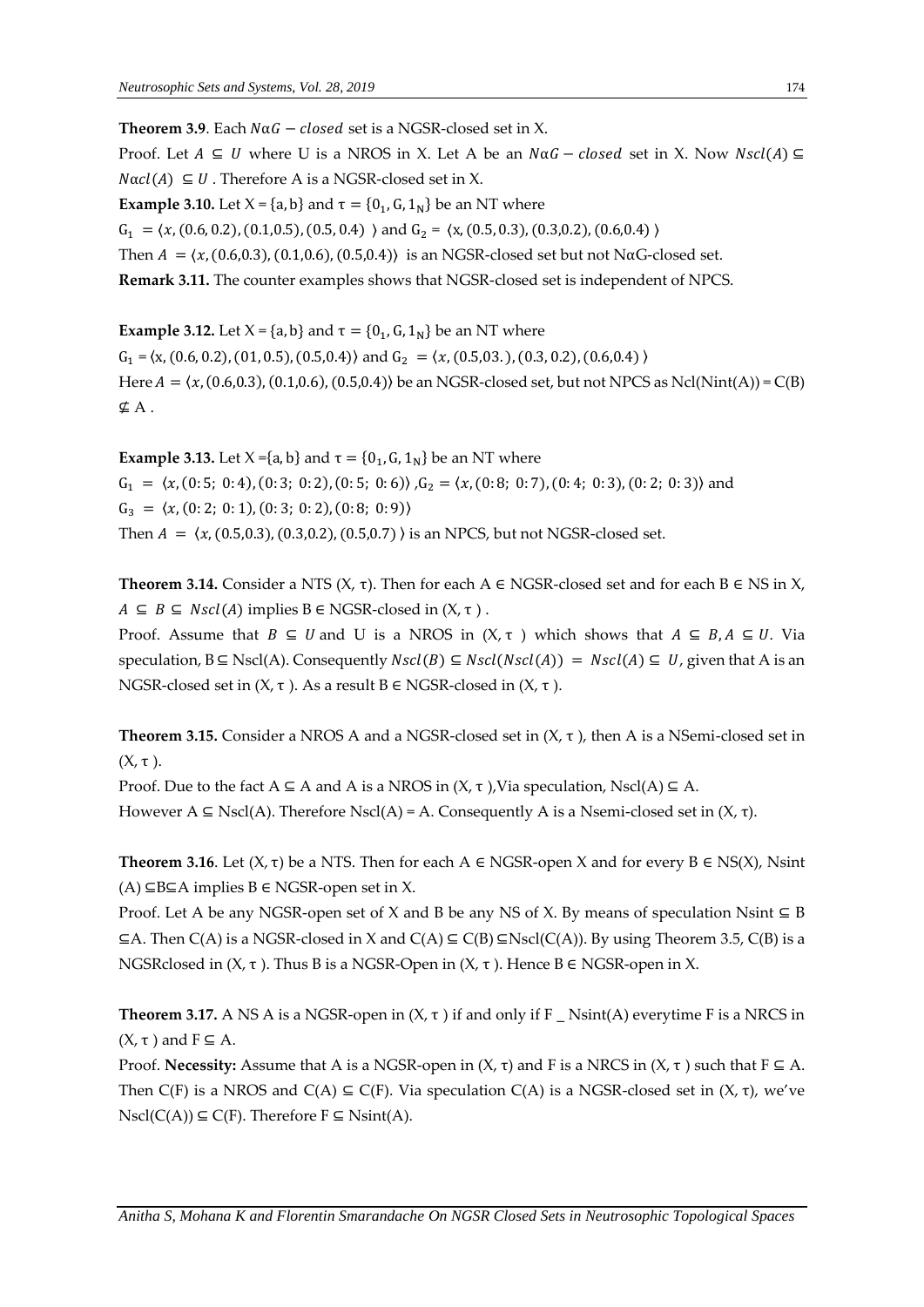**Theorem 3.9**. Each $N\alpha G-closed$ set is a NGSR-closed set in X.

Proof. Let $A \subseteq U$ where U is a NROS in X. Let A be an $N\alpha G-closed$ set in X. Now $Nscl(A) \subseteq N\alpha cl(A) \subseteq U$. Therefore A is a NGSR-closed set in X.

**Example 3.10.** Let X = {a, b} and $\tau = \{0_1, G, 1_N\}$ be an NT where

$G_1 = \langle x, (0.6, 0.2), (0.1,0.5), (0.5, 0.4) \rangle$ and $G_2 = \langle x, (0.5, 0.3), (0.3,0.2), (0.6,0.4) \rangle$

Then $A = \langle x, (0.6,0.3), (0.1,0.6), (0.5,0.4) \rangle$ is an NGSR-closed set but not NαG-closed set.

**Remark 3.11.** The counter examples shows that NGSR-closed set is independent of NPCS.

**Example 3.12.** Let X = {a, b} and $\tau = \{0_1, G, 1_N\}$ be an NT where

$G_1 = \langle x, (0.6, 0.2), (01, 0.5), (0.5,0.4) \rangle$ and $G_2 = \langle x, (0.5,03.), (0.3, 0.2), (0.6,0.4) \rangle$

Here $A = \langle x, (0.6,0.3), (0.1,0.6), (0.5,0.4) \rangle$ be an NGSR-closed set, but not NPCS as Ncl(Nint(A)) = C(B) $\nsubseteq$ A .

**Example 3.13.** Let X ={a, b} and $\tau = \{0_1, G, 1_N\}$ be an NT where

$G_1 = \langle x, (0{:}5;\ 0{:}4), (0{:}3;\ 0{:}2), (0{:}5;\ 0{:}6) \rangle$ ,$G_2 = \langle x, (0{:}8;\ 0{:}7), (0{:}4;\ 0{:}3), (0{:}2;\ 0{:}3) \rangle$ and $G_3 = \langle x, (0{:}2;\ 0{:}1), (0{:}3;\ 0{:}2), (0{:}8;\ 0{:}9) \rangle$

Then $A = \langle x, (0.5,0.3), (0.3,0.2), (0.5,0.7) \rangle$ is an NPCS, but not NGSR-closed set.

**Theorem 3.14.** Consider a NTS (X, τ). Then for each A ∈ NGSR-closed set and for each B ∈ NS in X, $A \subseteq B \subseteq Nscl(A)$ implies B ∈ NGSR-closed in (X, τ ) .

Proof. Assume that $B \subseteq U$ and U is a NROS in (X, τ ) which shows that $A \subseteq B, A \subseteq U$. Via speculation, B ⊆ Nscl(A). Consequently $Nscl(B) \subseteq Nscl(Nscl(A)) = Nscl(A) \subseteq U$, given that A is an NGSR-closed set in (X, τ ). As a result B ∈ NGSR-closed in (X, τ ).

**Theorem 3.15.** Consider a NROS A and a NGSR-closed set in (X, τ ), then A is a NSemi-closed set in (X, τ ).

Proof. Due to the fact A ⊆ A and A is a NROS in (X, τ ),Via speculation, Nscl(A) ⊆ A.

However A ⊆ Nscl(A). Therefore Nscl(A) = A. Consequently A is a Nsemi-closed set in (X, τ).

**Theorem 3.16**. Let (X, τ) be a NTS. Then for each A ∈ NGSR-open X and for every B ∈ NS(X), Nsint (A) ⊆B⊆A implies B ∈ NGSR-open set in X.

Proof. Let A be any NGSR-open set of X and B be any NS of X. By means of speculation Nsint ⊆ B ⊆A. Then C(A) is a NGSR-closed in X and C(A) ⊆ C(B) ⊆Nscl(C(A)). By using Theorem 3.5, C(B) is a NGSRclosed in (X, τ ). Thus B is a NGSR-Open in (X, τ ). Hence B ∈ NGSR-open in X.

**Theorem 3.17.** A NS A is a NGSR-open in (X, τ ) if and only if F _ Nsint(A) everytime F is a NRCS in (X, τ ) and F ⊆ A.

Proof. **Necessity:** Assume that A is a NGSR-open in (X, τ) and F is a NRCS in (X, τ ) such that F ⊆ A. Then C(F) is a NROS and C(A) ⊆ C(F). Via speculation C(A) is a NGSR-closed set in (X, τ), we've Nscl(C(A)) ⊆ C(F). Therefore F ⊆ Nsint(A).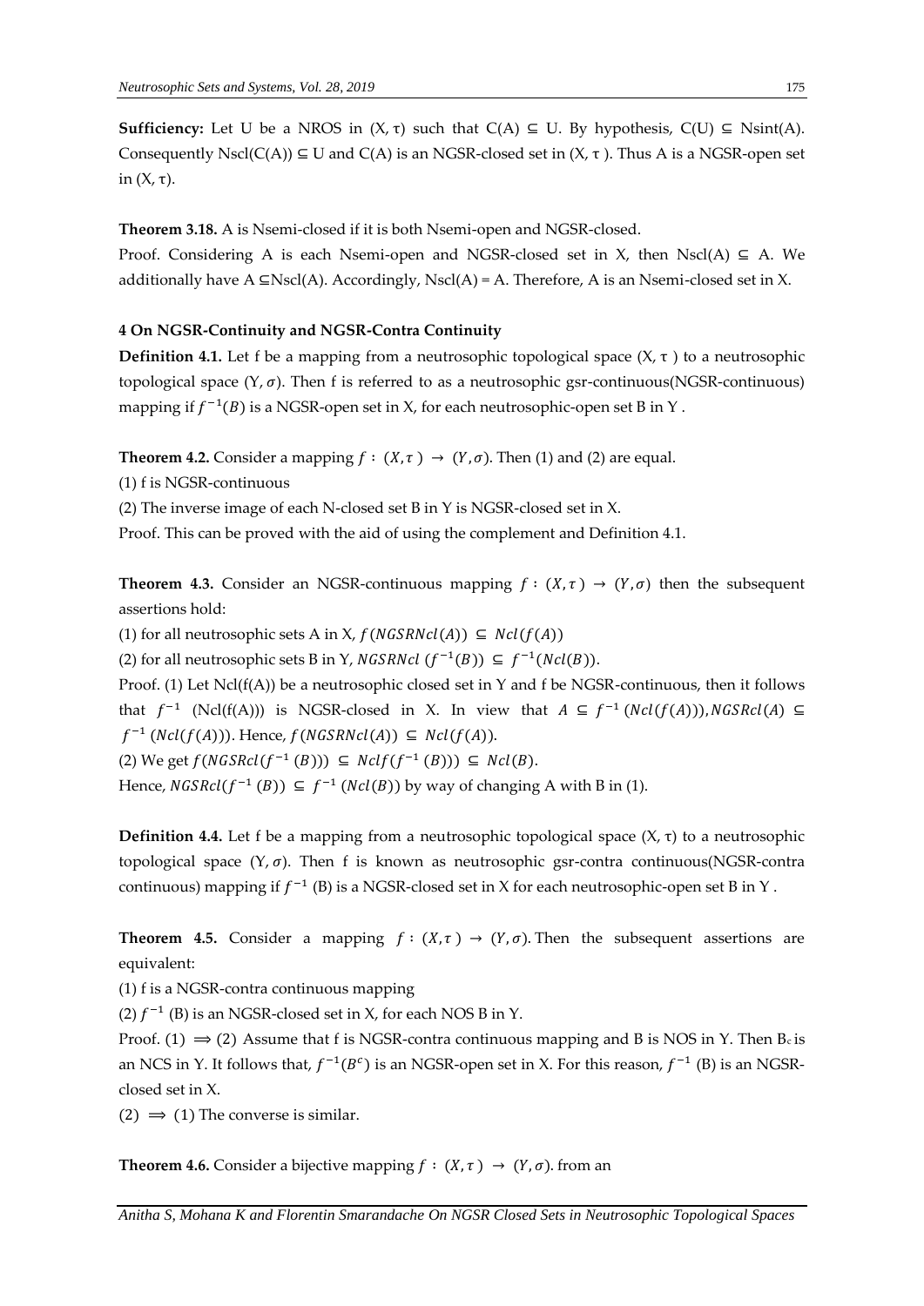**Sufficiency:** Let U be a NROS in (X, τ) such that C(A) ⊆ U. By hypothesis, C(U) ⊆ Nsint(A). Consequently Nscl(C(A)) ⊆ U and C(A) is an NGSR-closed set in (X, τ ). Thus A is a NGSR-open set in (X, τ).

**Theorem 3.18.** A is Nsemi-closed if it is both Nsemi-open and NGSR-closed.

Proof. Considering A is each Nsemi-open and NGSR-closed set in X, then Nscl(A) ⊆ A. We additionally have A ⊆Nscl(A). Accordingly, Nscl(A) = A. Therefore, A is an Nsemi-closed set in X.

#### 4 On NGSR-Continuity and NGSR-Contra Continuity

**Definition 4.1.** Let f be a mapping from a neutrosophic topological space (X, τ ) to a neutrosophic topological space (Y, $\sigma$). Then f is referred to as a neutrosophic gsr-continuous(NGSR-continuous) mapping if $f^{-1}(B)$ is a NGSR-open set in X, for each neutrosophic-open set B in Y .

**Theorem 4.2.** Consider a mapping $f : (X,\tau ) \rightarrow (Y,\sigma)$. Then (1) and (2) are equal.

(1) f is NGSR-continuous

(2) The inverse image of each N-closed set B in Y is NGSR-closed set in X.

Proof. This can be proved with the aid of using the complement and Definition 4.1.

**Theorem 4.3.** Consider an NGSR-continuous mapping $f : (X,\tau ) \rightarrow (Y,\sigma)$ then the subsequent assertions hold:

(1) for all neutrosophic sets A in X, $f(NGSRNcl(A)) \subseteq Ncl(f(A))$

(2) for all neutrosophic sets B in Y, $NGSRNcl\ (f^{-1}(B)) \subseteq f^{-1}(Ncl(B))$.

Proof. (1) Let Ncl(f(A)) be a neutrosophic closed set in Y and f be NGSR-continuous, then it follows that $f^{-1}$ (Ncl(f(A))) is NGSR-closed in X. In view that $A \subseteq f^{-1}\,(Ncl(f(A))), NGSRcl(A) \subseteq f^{-1}\,(Ncl(f(A)))$. Hence, $f(NGSRNcl(A)) \subseteq Ncl(f(A))$.

(2) We get $f(NGSRcl(f^{-1}\,(B))) \subseteq Nclf(f^{-1}\,(B))) \subseteq Ncl(B)$.

Hence, $NGSRcl(f^{-1}\,(B)) \subseteq f^{-1}\,(Ncl(B))$ by way of changing A with B in (1).

**Definition 4.4.** Let f be a mapping from a neutrosophic topological space (X, τ) to a neutrosophic topological space (Y, $\sigma$). Then f is known as neutrosophic gsr-contra continuous(NGSR-contra continuous) mapping if $f^{-1}$ (B) is a NGSR-closed set in X for each neutrosophic-open set B in Y .

**Theorem 4.5.** Consider a mapping $f : (X,\tau ) \rightarrow (Y,\sigma)$. Then the subsequent assertions are equivalent:

(1) f is a NGSR-contra continuous mapping

(2) $f^{-1}$ (B) is an NGSR-closed set in X, for each NOS B in Y.

Proof. (1) $\Longrightarrow$ (2) Assume that f is NGSR-contra continuous mapping and B is NOS in Y. Then $B_c$ is an NCS in Y. It follows that, $f^{-1}(B^c)$ is an NGSR-open set in X. For this reason, $f^{-1}$ (B) is an NGSR-closed set in X.

(2) $\Longrightarrow$ (1) The converse is similar.

**Theorem 4.6.** Consider a bijective mapping $f : (X,\tau ) \rightarrow (Y,\sigma)$. from an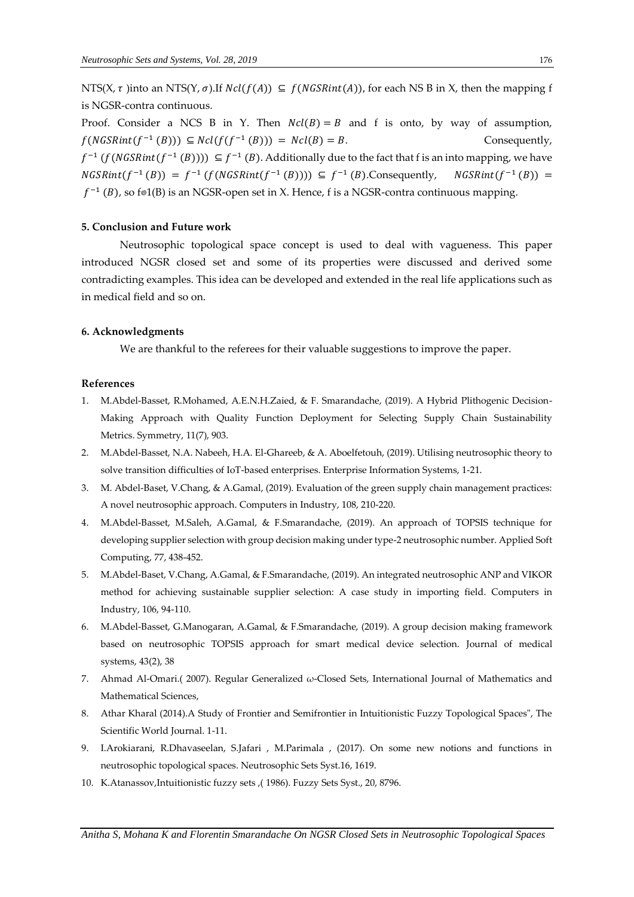NTS(X, $\tau$ )into an NTS(Y, $\sigma$).If $Ncl(f(A)) \subseteq f(NGSRint(A))$, for each NS B in X, then the mapping f is NGSR-contra continuous.

Proof. Consider a NCS B in Y. Then $Ncl(B) = B$ and f is onto, by way of assumption, $f(NGSRint(f^{-1}(B))) \subseteq Ncl(f(f^{-1}(B))) = Ncl(B) = B$. Consequently, $f^{-1}(f(NGSRint(f^{-1}(B)))) \subseteq f^{-1}(B)$. Additionally due to the fact that f is an into mapping, we have $NGSRint(f^{-1}(B)) = f^{-1}(f(NGSRint(f^{-1}(B)))) \subseteq f^{-1}(B)$.Consequently, $NGSRint(f^{-1}(B)) = f^{-1}(B)$, so f⊚1(B) is an NGSR-open set in X. Hence, f is a NGSR-contra continuous mapping.

## 5. Conclusion and Future work

Neutrosophic topological space concept is used to deal with vagueness. This paper introduced NGSR closed set and some of its properties were discussed and derived some contradicting examples. This idea can be developed and extended in the real life applications such as in medical field and so on.

## 6. Acknowledgments

We are thankful to the referees for their valuable suggestions to improve the paper.

## References

1. M.Abdel-Basset, R.Mohamed, A.E.N.H.Zaied, & F. Smarandache, (2019). A Hybrid Plithogenic Decision-Making Approach with Quality Function Deployment for Selecting Supply Chain Sustainability Metrics. Symmetry, 11(7), 903.
2. M.Abdel-Basset, N.A. Nabeeh, H.A. El-Ghareeb, & A. Aboelfetouh, (2019). Utilising neutrosophic theory to solve transition difficulties of IoT-based enterprises. Enterprise Information Systems, 1-21.
3. M. Abdel-Baset, V.Chang, & A.Gamal, (2019). Evaluation of the green supply chain management practices: A novel neutrosophic approach. Computers in Industry, 108, 210-220.
4. M.Abdel-Basset, M.Saleh, A.Gamal, & F.Smarandache, (2019). An approach of TOPSIS technique for developing supplier selection with group decision making under type-2 neutrosophic number. Applied Soft Computing, 77, 438-452.
5. M.Abdel-Baset, V.Chang, A.Gamal, & F.Smarandache, (2019). An integrated neutrosophic ANP and VIKOR method for achieving sustainable supplier selection: A case study in importing field. Computers in Industry, 106, 94-110.
6. M.Abdel-Basset, G.Manogaran, A.Gamal, & F.Smarandache, (2019). A group decision making framework based on neutrosophic TOPSIS approach for smart medical device selection. Journal of medical systems, 43(2), 38
7. Ahmad Al-Omari.( 2007). Regular Generalized ω-Closed Sets, International Journal of Mathematics and Mathematical Sciences,
8. Athar Kharal (2014).A Study of Frontier and Semifrontier in Intuitionistic Fuzzy Topological Spaces", The Scientific World Journal. 1-11.
9. I.Arokiarani, R.Dhavaseelan, S.Jafari , M.Parimala , (2017). On some new notions and functions in neutrosophic topological spaces. Neutrosophic Sets Syst.16, 1619.
10. K.Atanassov,Intuitionistic fuzzy sets ,( 1986). Fuzzy Sets Syst., 20, 8796.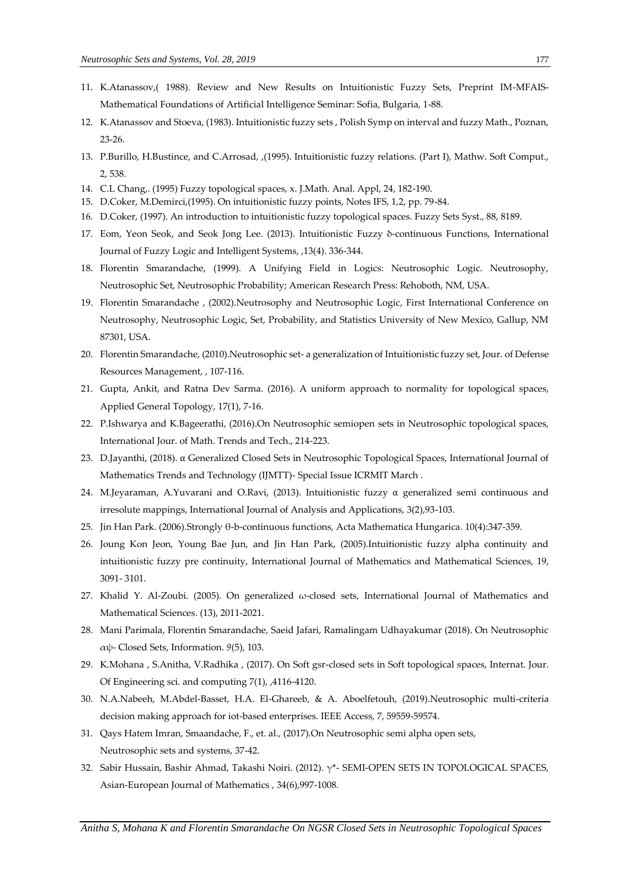11. K.Atanassov,( 1988). Review and New Results on Intuitionistic Fuzzy Sets, Preprint IM-MFAIS-Mathematical Foundations of Artificial Intelligence Seminar: Sofia, Bulgaria, 1-88.
12. K.Atanassov and Stoeva, (1983). Intuitionistic fuzzy sets , Polish Symp on interval and fuzzy Math., Poznan, 23-26.
13. P.Burillo, H.Bustince, and C.Arrosad, ,(1995). Intuitionistic fuzzy relations. (Part I), Mathw. Soft Comput., 2, 538.
14. C.L Chang,. (1995) Fuzzy topological spaces, x. J.Math. Anal. Appl, 24, 182-190.
15. D.Coker, M.Demirci,(1995). On intuitionistic fuzzy points, Notes IFS, 1,2, pp. 79-84.
16. D.Coker, (1997). An introduction to intuitionistic fuzzy topological spaces. Fuzzy Sets Syst., 88, 8189.
17. Eom, Yeon Seok, and Seok Jong Lee. (2013). Intuitionistic Fuzzy δ-continuous Functions, International Journal of Fuzzy Logic and Intelligent Systems, ,13(4). 336-344.
18. Florentin Smarandache, (1999). A Unifying Field in Logics: Neutrosophic Logic. Neutrosophy, Neutrosophic Set, Neutrosophic Probability; American Research Press: Rehoboth, NM, USA.
19. Florentin Smarandache , (2002).Neutrosophy and Neutrosophic Logic, First International Conference on Neutrosophy, Neutrosophic Logic, Set, Probability, and Statistics University of New Mexico, Gallup, NM 87301, USA.
20. Florentin Smarandache, (2010).Neutrosophic set- a generalization of Intuitionistic fuzzy set, Jour. of Defense Resources Management, , 107-116.
21. Gupta, Ankit, and Ratna Dev Sarma. (2016). A uniform approach to normality for topological spaces, Applied General Topology, 17(1), 7-16.
22. P.Ishwarya and K.Bageerathi, (2016).On Neutrosophic semiopen sets in Neutrosophic topological spaces, International Jour. of Math. Trends and Tech., 214-223.
23. D.Jayanthi, (2018). α Generalized Closed Sets in Neutrosophic Topological Spaces, International Journal of Mathematics Trends and Technology (IJMTT)- Special Issue ICRMIT March .
24. M.Jeyaraman, A.Yuvarani and O.Ravi, (2013). Intuitionistic fuzzy α generalized semi continuous and irresolute mappings, International Journal of Analysis and Applications, 3(2),93-103.
25. Jin Han Park. (2006).Strongly θ-b-continuous functions, Acta Mathematica Hungarica. 10(4):347-359.
26. Joung Kon Jeon, Young Bae Jun, and Jin Han Park, (2005).Intuitionistic fuzzy alpha continuity and intuitionistic fuzzy pre continuity, International Journal of Mathematics and Mathematical Sciences, 19, 3091- 3101.
27. Khalid Y. Al-Zoubi. (2005). On generalized ω-closed sets, International Journal of Mathematics and Mathematical Sciences. (13), 2011-2021.
28. Mani Parimala, Florentin Smarandache, Saeid Jafari, Ramalingam Udhayakumar (2018). On Neutrosophic αψ- Closed Sets, Information. *9*(5), 103.
29. K.Mohana , S.Anitha, V.Radhika , (2017). On Soft gsr-closed sets in Soft topological spaces, Internat. Jour. Of Engineering sci. and computing 7(1), ,4116-4120.
30. N.A.Nabeeh, M.Abdel-Basset, H.A. El-Ghareeb, & A. Aboelfetouh, (2019).Neutrosophic multi-criteria decision making approach for iot-based enterprises. IEEE Access, 7, 59559-59574.
31. Qays Hatem Imran, Smaandache, F., et. al., (2017).On Neutrosophic semi alpha open sets, Neutrosophic sets and systems, 37-42.
32. Sabir Hussain, Bashir Ahmad, Takashi Noiri. (2012). $\gamma^*$- SEMI-OPEN SETS IN TOPOLOGICAL SPACES, Asian-European Journal of Mathematics , 34(6),997-1008.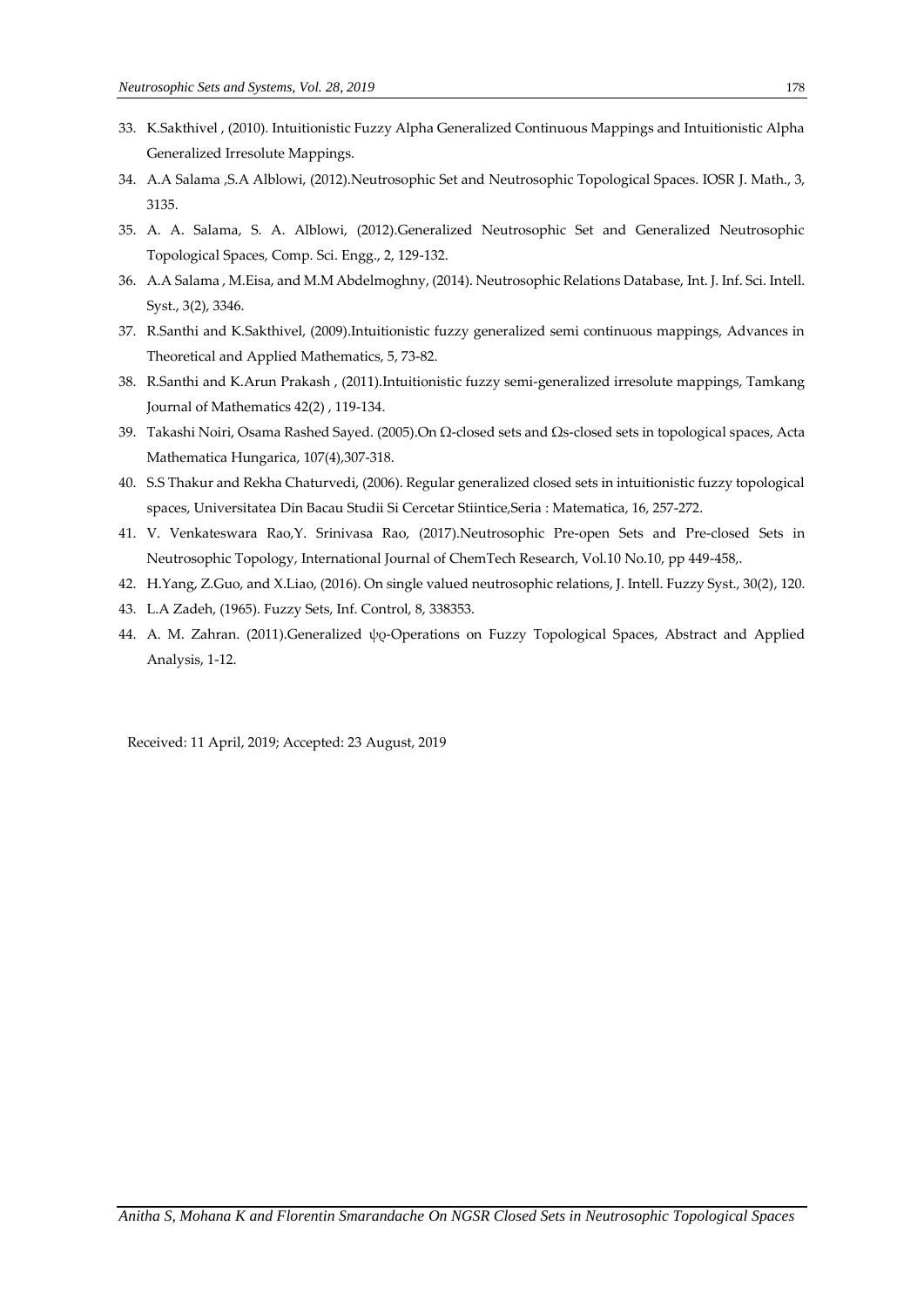33. K.Sakthivel , (2010). Intuitionistic Fuzzy Alpha Generalized Continuous Mappings and Intuitionistic Alpha Generalized Irresolute Mappings.
34. A.A Salama ,S.A Alblowi, (2012).Neutrosophic Set and Neutrosophic Topological Spaces. IOSR J. Math., 3, 3135.
35. A. A. Salama, S. A. Alblowi, (2012).Generalized Neutrosophic Set and Generalized Neutrosophic Topological Spaces, Comp. Sci. Engg., 2, 129-132.
36. A.A Salama , M.Eisa, and M.M Abdelmoghny, (2014). Neutrosophic Relations Database, Int. J. Inf. Sci. Intell. Syst., 3(2), 3346.
37. R.Santhi and K.Sakthivel, (2009).Intuitionistic fuzzy generalized semi continuous mappings, Advances in Theoretical and Applied Mathematics, 5, 73-82.
38. R.Santhi and K.Arun Prakash , (2011).Intuitionistic fuzzy semi-generalized irresolute mappings, Tamkang Journal of Mathematics 42(2) , 119-134.
39. Takashi Noiri, Osama Rashed Sayed. (2005).On Ω-closed sets and Ωs-closed sets in topological spaces, Acta Mathematica Hungarica, 107(4),307-318.
40. S.S Thakur and Rekha Chaturvedi, (2006). Regular generalized closed sets in intuitionistic fuzzy topological spaces, Universitatea Din Bacau Studii Si Cercetar Stiintice,Seria : Matematica, 16, 257-272.
41. V. Venkateswara Rao,Y. Srinivasa Rao, (2017).Neutrosophic Pre-open Sets and Pre-closed Sets in Neutrosophic Topology, International Journal of ChemTech Research, Vol.10 No.10, pp 449-458,.
42. H.Yang, Z.Guo, and X.Liao, (2016). On single valued neutrosophic relations, J. Intell. Fuzzy Syst., 30(2), 120.
43. L.A Zadeh, (1965). Fuzzy Sets, Inf. Control, 8, 338353.
44. A. M. Zahran. (2011).Generalized ψϱ-Operations on Fuzzy Topological Spaces, Abstract and Applied Analysis, 1-12.

Received: 11 April, 2019; Accepted: 23 August, 2019